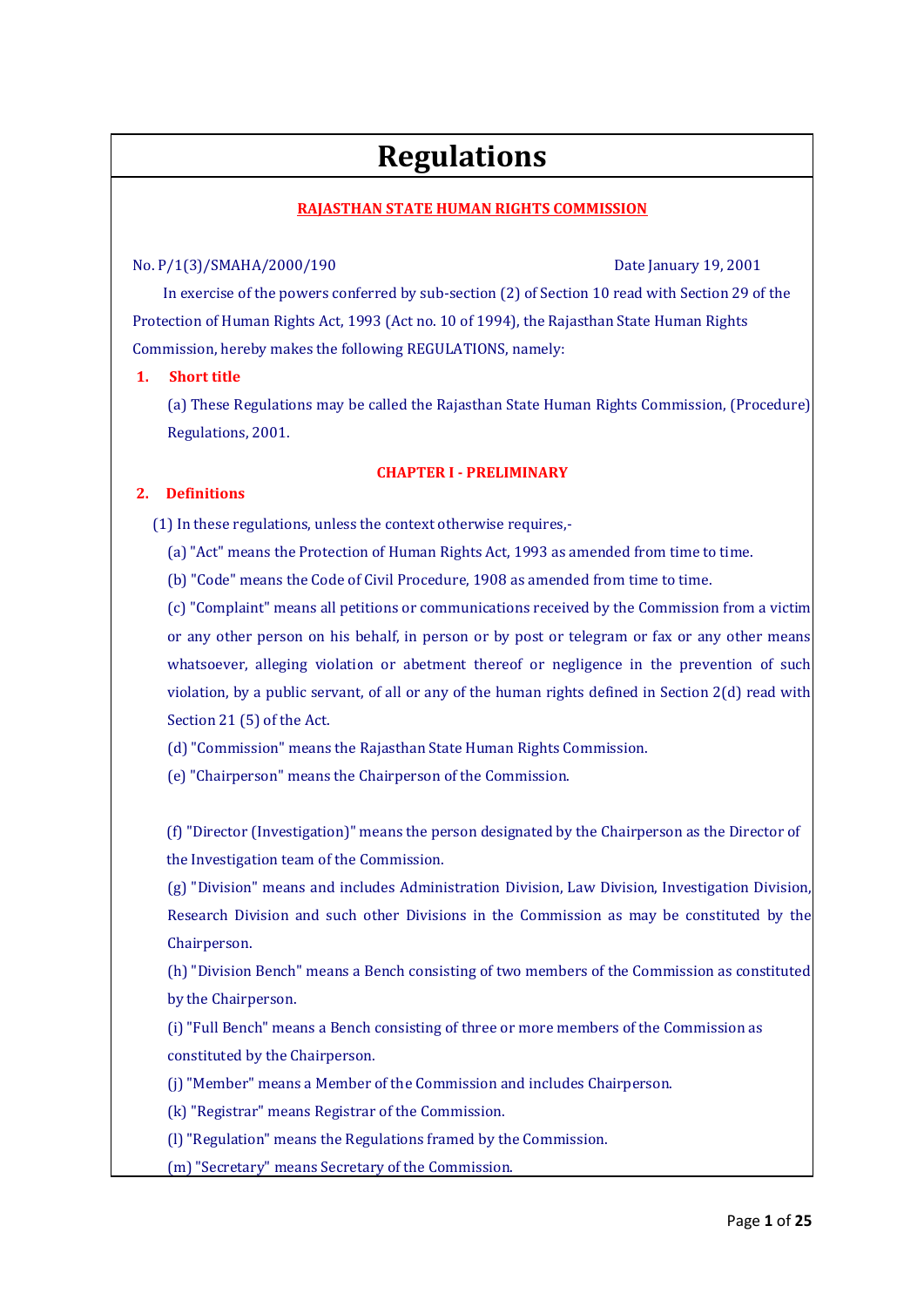# Regulations

**RAJASTHAN STATE HUMAN RIGHTS COMMISSION**

No. P/1(3)/SMAHA/2000/190 Date January 19, 2001

In exercise of the powers conferred by sub-section (2) of Section 10 read with Section 29 of the Protection of Human Rights Act, 1993 (Act no. 10 of 1994), the Rajasthan State Human Rights Commission, hereby makes the following REGULATIONS, namely:

**1. Short title**

(a) These Regulations may be called the Rajasthan State Human Rights Commission, (Procedure) Regulations, 2001.

## CHAPTER I - PRELIMINARY

**2. Definitions**

(1) In these regulations, unless the context otherwise requires,-

(a) "Act" means the Protection of Human Rights Act, 1993 as amended from time to time.

(b) "Code" means the Code of Civil Procedure, 1908 as amended from time to time.

(c) "Complaint" means all petitions or communications received by the Commission from a victim or any other person on his behalf, in person or by post or telegram or fax or any other means whatsoever, alleging violation or abetment thereof or negligence in the prevention of such violation, by a public servant, of all or any of the human rights defined in Section 2(d) read with Section 21 (5) of the Act.

(d) "Commission" means the Rajasthan State Human Rights Commission.

(e) "Chairperson" means the Chairperson of the Commission.

(f) "Director (Investigation)" means the person designated by the Chairperson as the Director of the Investigation team of the Commission.

(g) "Division" means and includes Administration Division, Law Division, Investigation Division, Research Division and such other Divisions in the Commission as may be constituted by the Chairperson.

(h) "Division Bench" means a Bench consisting of two members of the Commission as constituted by the Chairperson.

(i) "Full Bench" means a Bench consisting of three or more members of the Commission as constituted by the Chairperson.

(j) "Member" means a Member of the Commission and includes Chairperson.

(k) "Registrar" means Registrar of the Commission.

(l) "Regulation" means the Regulations framed by the Commission.

(m) "Secretary" means Secretary of the Commission.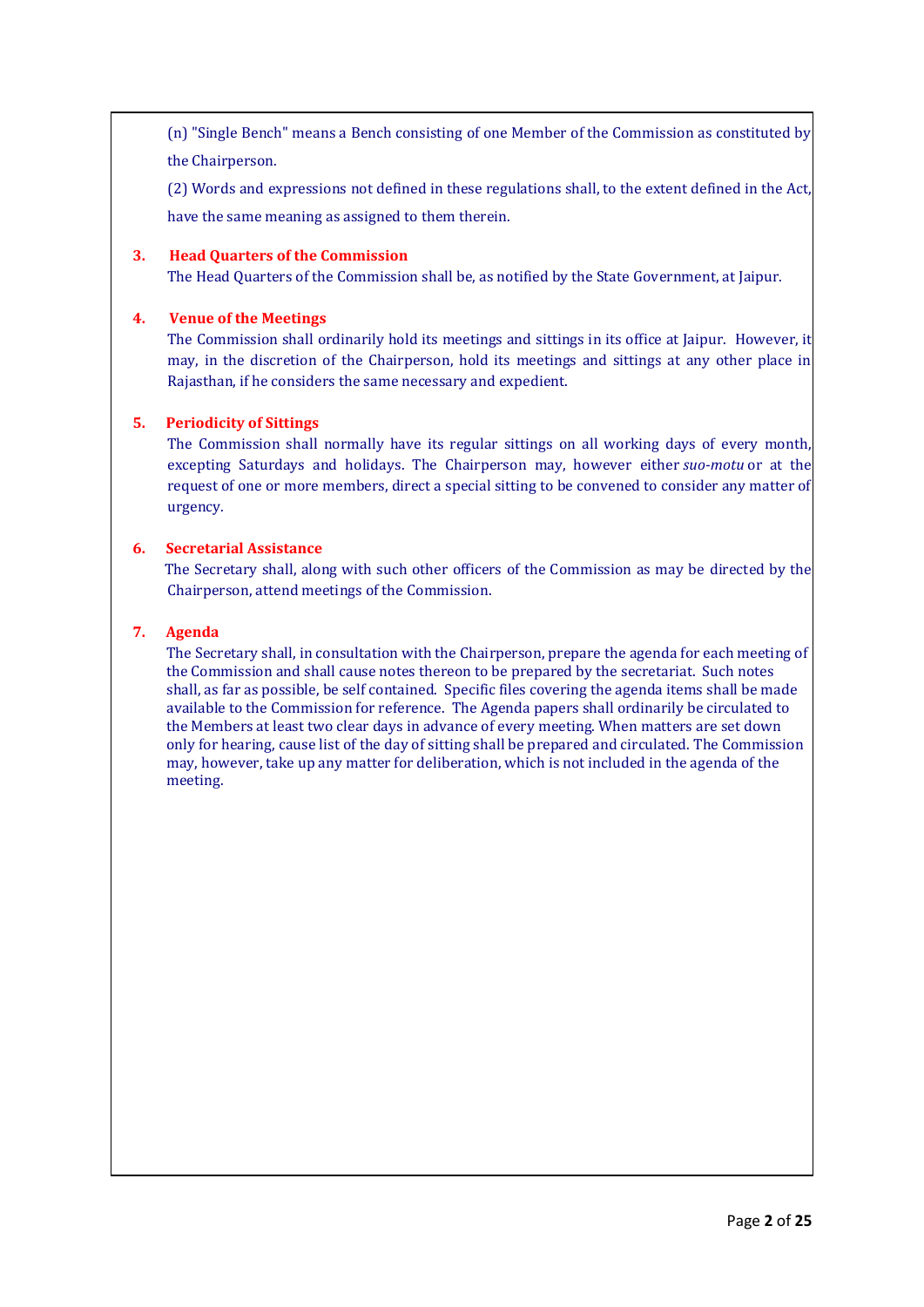(n) "Single Bench" means a Bench consisting of one Member of the Commission as constituted by the Chairperson.

(2) Words and expressions not defined in these regulations shall, to the extent defined in the Act, have the same meaning as assigned to them therein.

### 3. Head Quarters of the Commission

The Head Quarters of the Commission shall be, as notified by the State Government, at Jaipur.

### 4. Venue of the Meetings

The Commission shall ordinarily hold its meetings and sittings in its office at Jaipur. However, it may, in the discretion of the Chairperson, hold its meetings and sittings at any other place in Rajasthan, if he considers the same necessary and expedient.

### 5. Periodicity of Sittings

The Commission shall normally have its regular sittings on all working days of every month, excepting Saturdays and holidays. The Chairperson may, however either *suo-motu* or at the request of one or more members, direct a special sitting to be convened to consider any matter of urgency.

### 6. Secretarial Assistance

The Secretary shall, along with such other officers of the Commission as may be directed by the Chairperson, attend meetings of the Commission.

### 7. Agenda

The Secretary shall, in consultation with the Chairperson, prepare the agenda for each meeting of the Commission and shall cause notes thereon to be prepared by the secretariat. Such notes shall, as far as possible, be self contained. Specific files covering the agenda items shall be made available to the Commission for reference. The Agenda papers shall ordinarily be circulated to the Members at least two clear days in advance of every meeting. When matters are set down only for hearing, cause list of the day of sitting shall be prepared and circulated. The Commission may, however, take up any matter for deliberation, which is not included in the agenda of the meeting.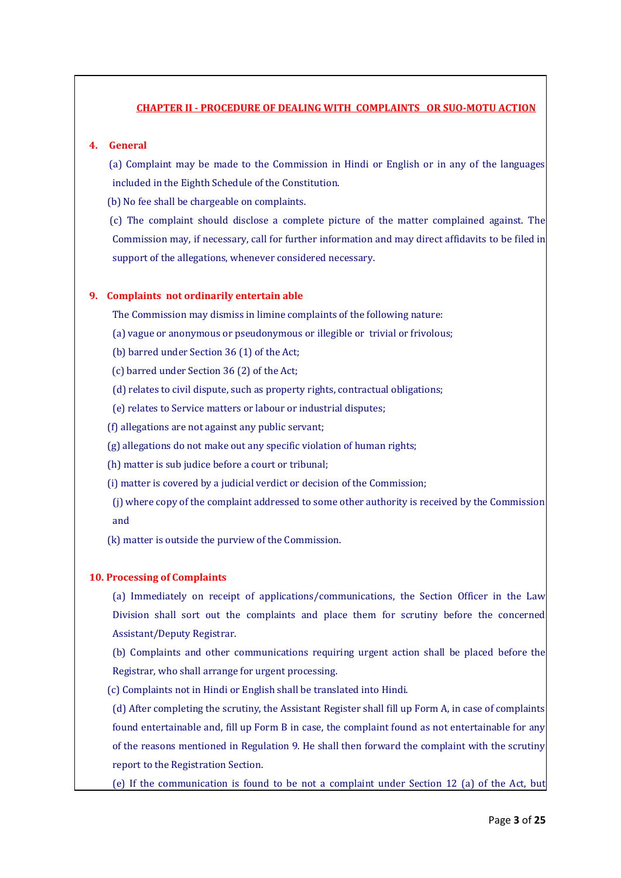## CHAPTER II - PROCEDURE OF DEALING WITH COMPLAINTS OR SUO-MOTU ACTION

### 4. General

(a) Complaint may be made to the Commission in Hindi or English or in any of the languages included in the Eighth Schedule of the Constitution.

(b) No fee shall be chargeable on complaints.

(c) The complaint should disclose a complete picture of the matter complained against. The Commission may, if necessary, call for further information and may direct affidavits to be filed in support of the allegations, whenever considered necessary.

### 9. Complaints not ordinarily entertain able

The Commission may dismiss in limine complaints of the following nature:

(a) vague or anonymous or pseudonymous or illegible or trivial or frivolous;

(b) barred under Section 36 (1) of the Act;

(c) barred under Section 36 (2) of the Act;

(d) relates to civil dispute, such as property rights, contractual obligations;

(e) relates to Service matters or labour or industrial disputes;

(f) allegations are not against any public servant;

(g) allegations do not make out any specific violation of human rights;

(h) matter is sub judice before a court or tribunal;

(i) matter is covered by a judicial verdict or decision of the Commission;

(j) where copy of the complaint addressed to some other authority is received by the Commission and

(k) matter is outside the purview of the Commission.

### 10. Processing of Complaints

(a) Immediately on receipt of applications/communications, the Section Officer in the Law Division shall sort out the complaints and place them for scrutiny before the concerned Assistant/Deputy Registrar.

(b) Complaints and other communications requiring urgent action shall be placed before the Registrar, who shall arrange for urgent processing.

(c) Complaints not in Hindi or English shall be translated into Hindi.

(d) After completing the scrutiny, the Assistant Register shall fill up Form A, in case of complaints found entertainable and, fill up Form B in case, the complaint found as not entertainable for any of the reasons mentioned in Regulation 9. He shall then forward the complaint with the scrutiny report to the Registration Section.

(e) If the communication is found to be not a complaint under Section 12 (a) of the Act, but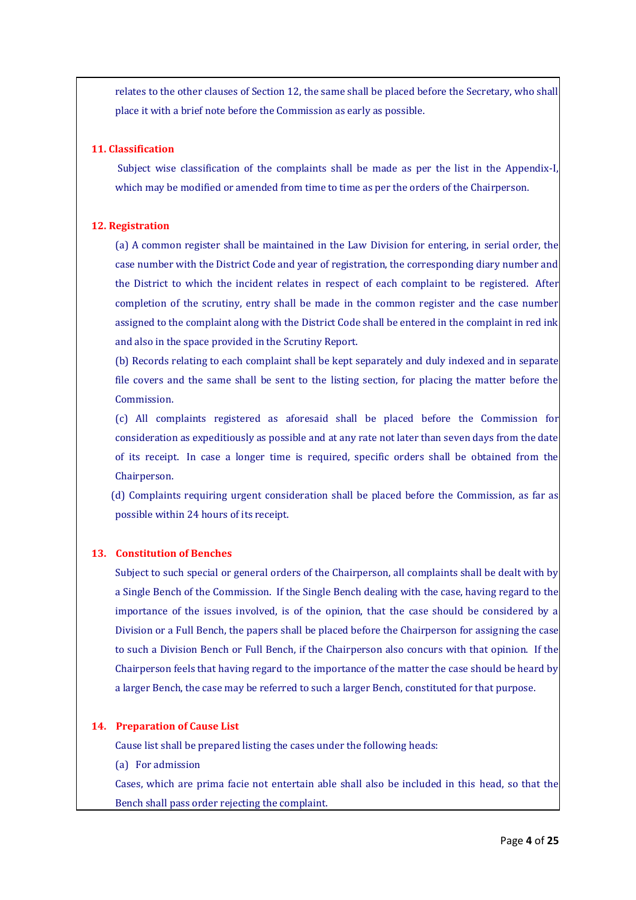relates to the other clauses of Section 12, the same shall be placed before the Secretary, who shall place it with a brief note before the Commission as early as possible.

## 11. Classification

Subject wise classification of the complaints shall be made as per the list in the Appendix-I, which may be modified or amended from time to time as per the orders of the Chairperson.

## 12. Registration

(a) A common register shall be maintained in the Law Division for entering, in serial order, the case number with the District Code and year of registration, the corresponding diary number and the District to which the incident relates in respect of each complaint to be registered. After completion of the scrutiny, entry shall be made in the common register and the case number assigned to the complaint along with the District Code shall be entered in the complaint in red ink and also in the space provided in the Scrutiny Report.

(b) Records relating to each complaint shall be kept separately and duly indexed and in separate file covers and the same shall be sent to the listing section, for placing the matter before the Commission.

(c) All complaints registered as aforesaid shall be placed before the Commission for consideration as expeditiously as possible and at any rate not later than seven days from the date of its receipt. In case a longer time is required, specific orders shall be obtained from the Chairperson.

(d) Complaints requiring urgent consideration shall be placed before the Commission, as far as possible within 24 hours of its receipt.

## 13. Constitution of Benches

Subject to such special or general orders of the Chairperson, all complaints shall be dealt with by a Single Bench of the Commission. If the Single Bench dealing with the case, having regard to the importance of the issues involved, is of the opinion, that the case should be considered by a Division or a Full Bench, the papers shall be placed before the Chairperson for assigning the case to such a Division Bench or Full Bench, if the Chairperson also concurs with that opinion. If the Chairperson feels that having regard to the importance of the matter the case should be heard by a larger Bench, the case may be referred to such a larger Bench, constituted for that purpose.

## 14. Preparation of Cause List

Cause list shall be prepared listing the cases under the following heads:

(a) For admission

Cases, which are prima facie not entertain able shall also be included in this head, so that the Bench shall pass order rejecting the complaint.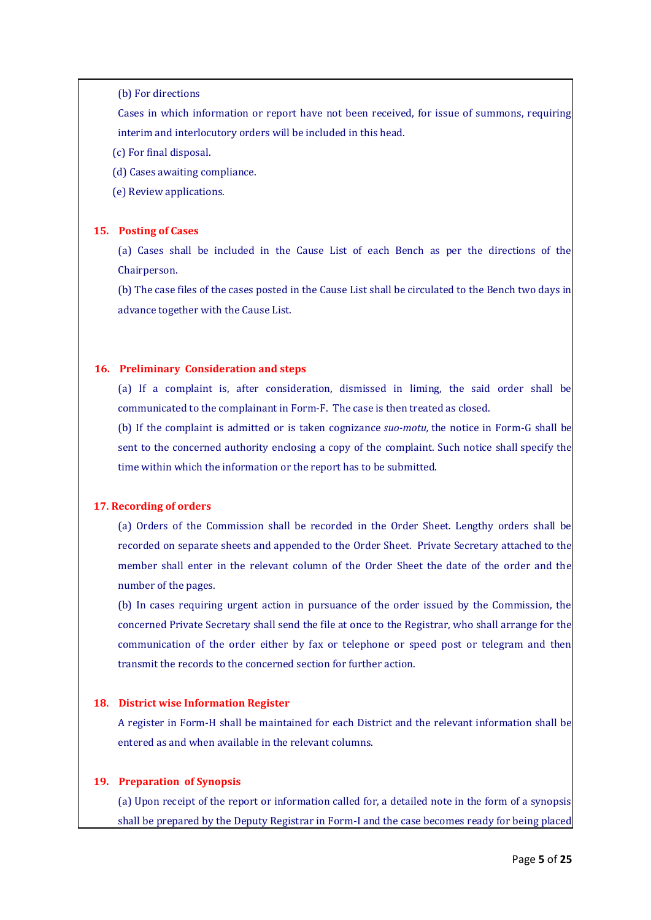(b) For directions

Cases in which information or report have not been received, for issue of summons, requiring interim and interlocutory orders will be included in this head.

(c) For final disposal.

(d) Cases awaiting compliance.

(e) Review applications.

### 15. Posting of Cases

(a) Cases shall be included in the Cause List of each Bench as per the directions of the Chairperson.

(b) The case files of the cases posted in the Cause List shall be circulated to the Bench two days in advance together with the Cause List.

### 16. Preliminary Consideration and steps

(a) If a complaint is, after consideration, dismissed in liming, the said order shall be communicated to the complainant in Form-F. The case is then treated as closed.

(b) If the complaint is admitted or is taken cognizance *suo-motu,* the notice in Form-G shall be sent to the concerned authority enclosing a copy of the complaint. Such notice shall specify the time within which the information or the report has to be submitted.

### 17. Recording of orders

(a) Orders of the Commission shall be recorded in the Order Sheet. Lengthy orders shall be recorded on separate sheets and appended to the Order Sheet. Private Secretary attached to the member shall enter in the relevant column of the Order Sheet the date of the order and the number of the pages.

(b) In cases requiring urgent action in pursuance of the order issued by the Commission, the concerned Private Secretary shall send the file at once to the Registrar, who shall arrange for the communication of the order either by fax or telephone or speed post or telegram and then transmit the records to the concerned section for further action.

### 18. District wise Information Register

A register in Form-H shall be maintained for each District and the relevant information shall be entered as and when available in the relevant columns.

### 19. Preparation of Synopsis

(a) Upon receipt of the report or information called for, a detailed note in the form of a synopsis shall be prepared by the Deputy Registrar in Form-I and the case becomes ready for being placed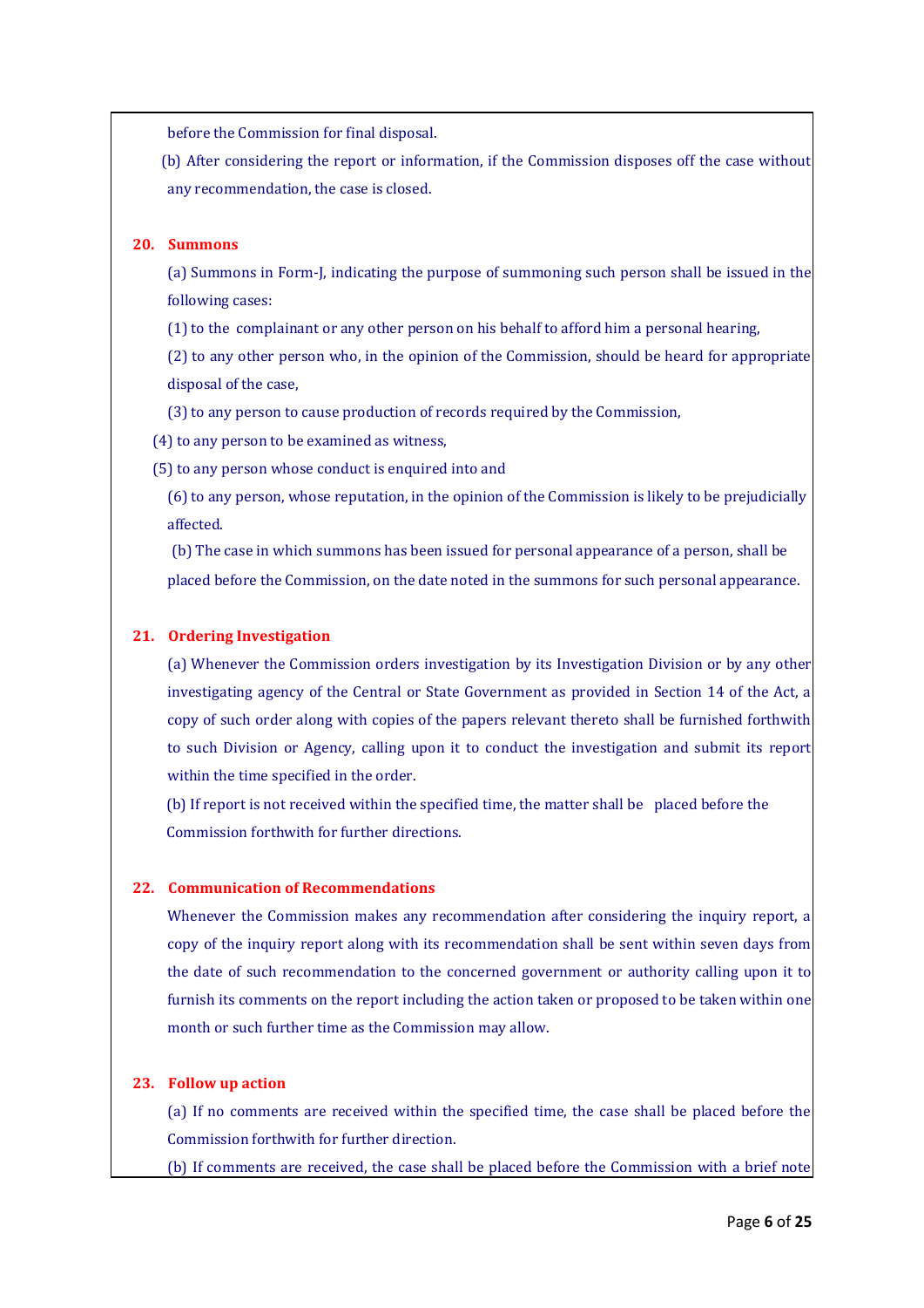before the Commission for final disposal.

(b) After considering the report or information, if the Commission disposes off the case without any recommendation, the case is closed.

## 20. Summons

(a) Summons in Form-J, indicating the purpose of summoning such person shall be issued in the following cases:

(1) to the complainant or any other person on his behalf to afford him a personal hearing,

(2) to any other person who, in the opinion of the Commission, should be heard for appropriate disposal of the case,

(3) to any person to cause production of records required by the Commission,

(4) to any person to be examined as witness,

(5) to any person whose conduct is enquired into and

(6) to any person, whose reputation, in the opinion of the Commission is likely to be prejudicially affected.

(b) The case in which summons has been issued for personal appearance of a person, shall be placed before the Commission, on the date noted in the summons for such personal appearance.

## 21. Ordering Investigation

(a) Whenever the Commission orders investigation by its Investigation Division or by any other investigating agency of the Central or State Government as provided in Section 14 of the Act, a copy of such order along with copies of the papers relevant thereto shall be furnished forthwith to such Division or Agency, calling upon it to conduct the investigation and submit its report within the time specified in the order.

(b) If report is not received within the specified time, the matter shall be placed before the Commission forthwith for further directions.

## 22. Communication of Recommendations

Whenever the Commission makes any recommendation after considering the inquiry report, a copy of the inquiry report along with its recommendation shall be sent within seven days from the date of such recommendation to the concerned government or authority calling upon it to furnish its comments on the report including the action taken or proposed to be taken within one month or such further time as the Commission may allow.

## 23. Follow up action

(a) If no comments are received within the specified time, the case shall be placed before the Commission forthwith for further direction.

(b) If comments are received, the case shall be placed before the Commission with a brief note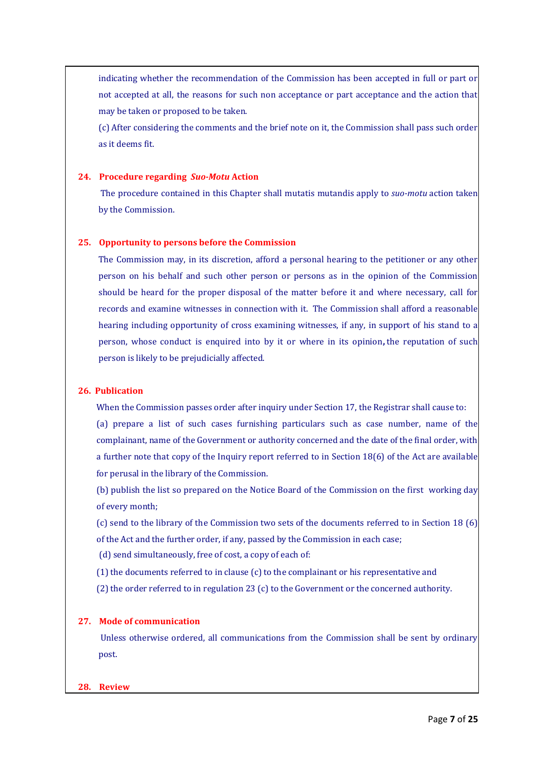indicating whether the recommendation of the Commission has been accepted in full or part or not accepted at all, the reasons for such non acceptance or part acceptance and the action that may be taken or proposed to be taken.

(c) After considering the comments and the brief note on it, the Commission shall pass such order as it deems fit.

### 24. Procedure regarding *Suo-Motu* Action

The procedure contained in this Chapter shall mutatis mutandis apply to *suo-motu* action taken by the Commission.

### 25. Opportunity to persons before the Commission

The Commission may, in its discretion, afford a personal hearing to the petitioner or any other person on his behalf and such other person or persons as in the opinion of the Commission should be heard for the proper disposal of the matter before it and where necessary, call for records and examine witnesses in connection with it. The Commission shall afford a reasonable hearing including opportunity of cross examining witnesses, if any, in support of his stand to a person, whose conduct is enquired into by it or where in its opinion**,** the reputation of such person is likely to be prejudicially affected.

### 26. Publication

When the Commission passes order after inquiry under Section 17, the Registrar shall cause to:

(a) prepare a list of such cases furnishing particulars such as case number, name of the complainant, name of the Government or authority concerned and the date of the final order, with a further note that copy of the Inquiry report referred to in Section 18(6) of the Act are available for perusal in the library of the Commission.

(b) publish the list so prepared on the Notice Board of the Commission on the first working day of every month;

(c) send to the library of the Commission two sets of the documents referred to in Section 18 (6) of the Act and the further order, if any, passed by the Commission in each case;

(d) send simultaneously, free of cost, a copy of each of:

(1) the documents referred to in clause (c) to the complainant or his representative and

(2) the order referred to in regulation 23 (c) to the Government or the concerned authority.

### 27. Mode of communication

Unless otherwise ordered, all communications from the Commission shall be sent by ordinary post.

### 28. Review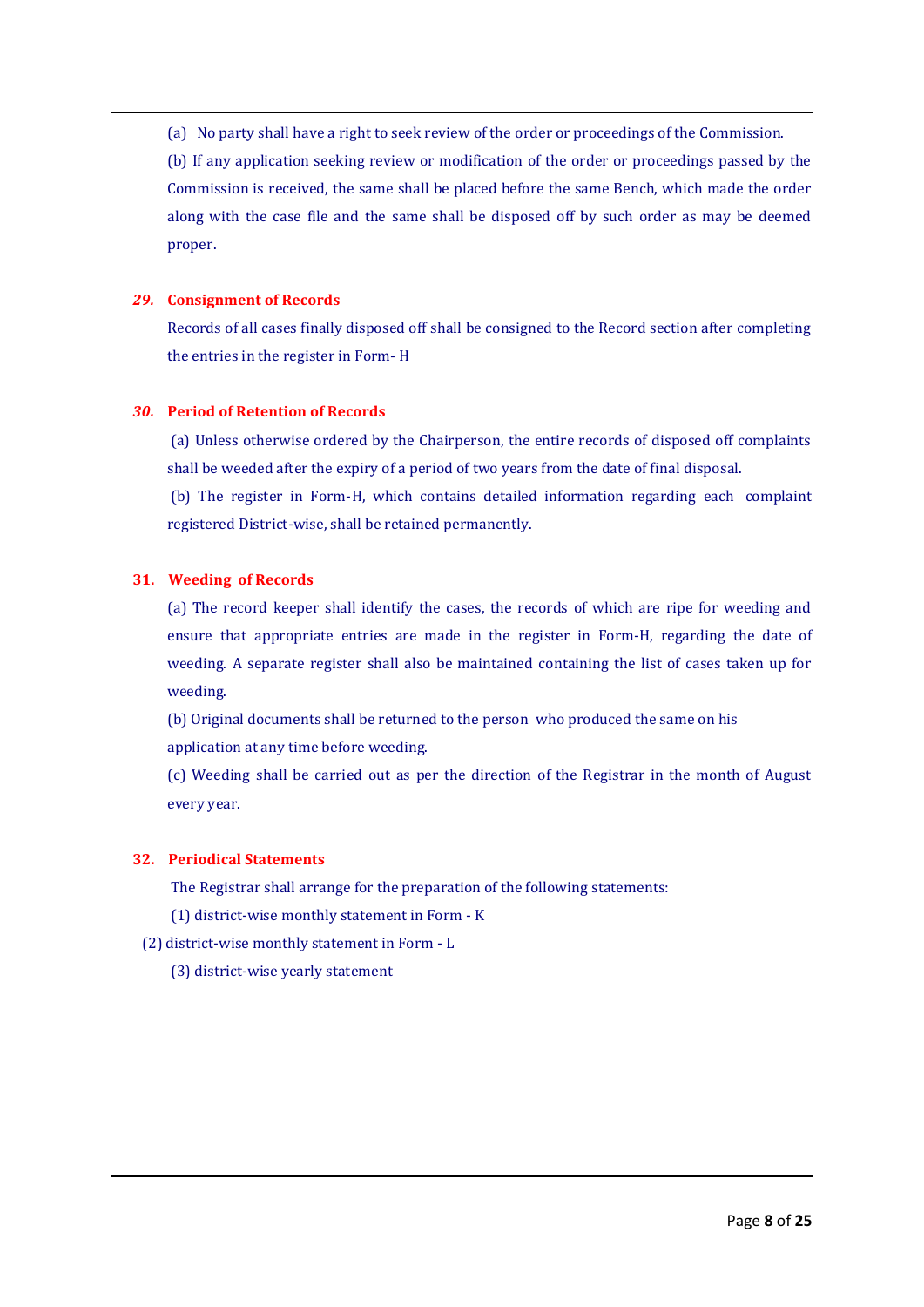(a) No party shall have a right to seek review of the order or proceedings of the Commission.

(b) If any application seeking review or modification of the order or proceedings passed by the Commission is received, the same shall be placed before the same Bench, which made the order along with the case file and the same shall be disposed off by such order as may be deemed proper.

## *29.* Consignment of Records

Records of all cases finally disposed off shall be consigned to the Record section after completing the entries in the register in Form- H

## *30.* Period of Retention of Records

(a) Unless otherwise ordered by the Chairperson, the entire records of disposed off complaints shall be weeded after the expiry of a period of two years from the date of final disposal.

(b) The register in Form-H, which contains detailed information regarding each complaint registered District-wise, shall be retained permanently.

## 31. Weeding of Records

(a) The record keeper shall identify the cases, the records of which are ripe for weeding and ensure that appropriate entries are made in the register in Form-H, regarding the date of weeding. A separate register shall also be maintained containing the list of cases taken up for weeding.

(b) Original documents shall be returned to the person who produced the same on his application at any time before weeding.

(c) Weeding shall be carried out as per the direction of the Registrar in the month of August every year.

## 32. Periodical Statements

The Registrar shall arrange for the preparation of the following statements:

(1) district-wise monthly statement in Form - K

(2) district-wise monthly statement in Form - L

(3) district-wise yearly statement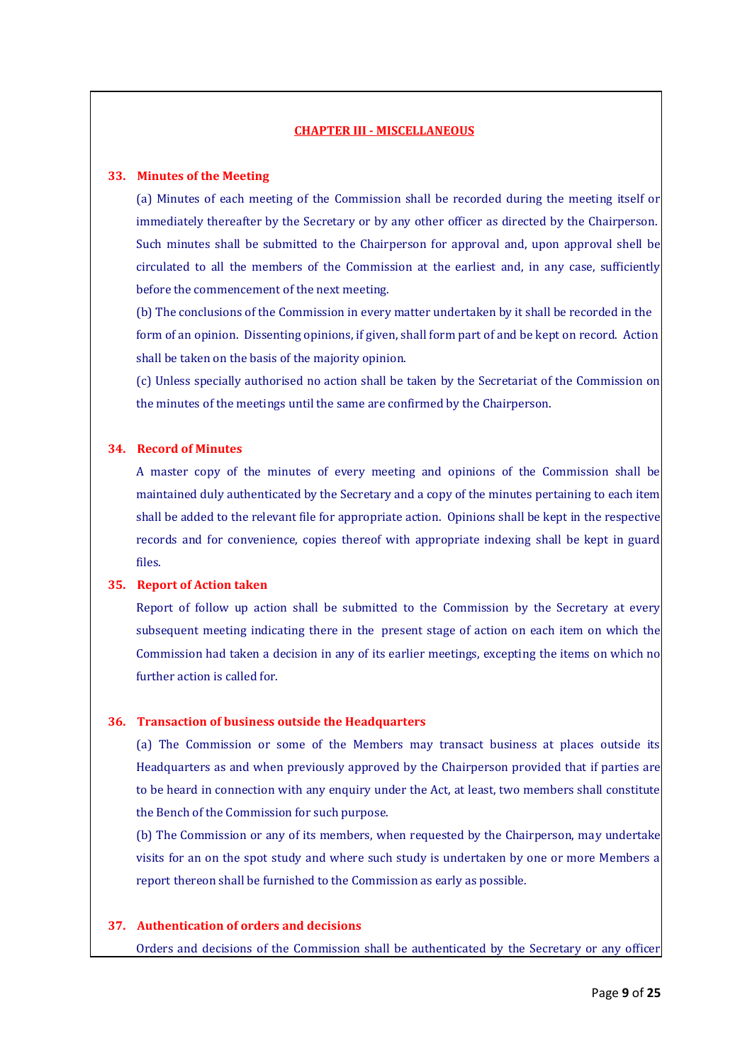## CHAPTER III - MISCELLANEOUS

### 33. Minutes of the Meeting

(a) Minutes of each meeting of the Commission shall be recorded during the meeting itself or immediately thereafter by the Secretary or by any other officer as directed by the Chairperson. Such minutes shall be submitted to the Chairperson for approval and, upon approval shell be circulated to all the members of the Commission at the earliest and, in any case, sufficiently before the commencement of the next meeting.

(b) The conclusions of the Commission in every matter undertaken by it shall be recorded in the form of an opinion. Dissenting opinions, if given, shall form part of and be kept on record. Action shall be taken on the basis of the majority opinion.

(c) Unless specially authorised no action shall be taken by the Secretariat of the Commission on the minutes of the meetings until the same are confirmed by the Chairperson.

### 34. Record of Minutes

A master copy of the minutes of every meeting and opinions of the Commission shall be maintained duly authenticated by the Secretary and a copy of the minutes pertaining to each item shall be added to the relevant file for appropriate action. Opinions shall be kept in the respective records and for convenience, copies thereof with appropriate indexing shall be kept in guard files.

### 35. Report of Action taken

Report of follow up action shall be submitted to the Commission by the Secretary at every subsequent meeting indicating there in the present stage of action on each item on which the Commission had taken a decision in any of its earlier meetings, excepting the items on which no further action is called for.

### 36. Transaction of business outside the Headquarters

(a) The Commission or some of the Members may transact business at places outside its Headquarters as and when previously approved by the Chairperson provided that if parties are to be heard in connection with any enquiry under the Act, at least, two members shall constitute the Bench of the Commission for such purpose.

(b) The Commission or any of its members, when requested by the Chairperson, may undertake visits for an on the spot study and where such study is undertaken by one or more Members a report thereon shall be furnished to the Commission as early as possible.

### 37. Authentication of orders and decisions

Orders and decisions of the Commission shall be authenticated by the Secretary or any officer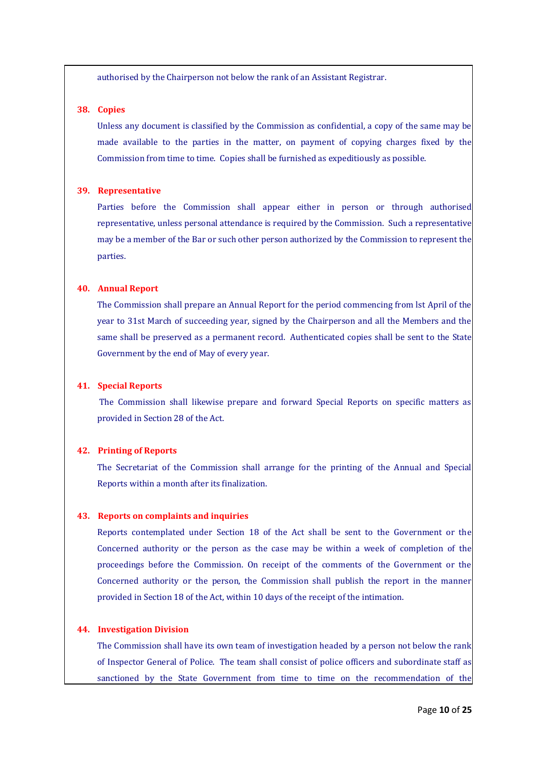authorised by the Chairperson not below the rank of an Assistant Registrar.

**38. Copies**

Unless any document is classified by the Commission as confidential, a copy of the same may be made available to the parties in the matter, on payment of copying charges fixed by the Commission from time to time. Copies shall be furnished as expeditiously as possible.

**39. Representative**

Parties before the Commission shall appear either in person or through authorised representative, unless personal attendance is required by the Commission. Such a representative may be a member of the Bar or such other person authorized by the Commission to represent the parties.

**40. Annual Report**

The Commission shall prepare an Annual Report for the period commencing from lst April of the year to 31st March of succeeding year, signed by the Chairperson and all the Members and the same shall be preserved as a permanent record. Authenticated copies shall be sent to the State Government by the end of May of every year.

**41. Special Reports**

The Commission shall likewise prepare and forward Special Reports on specific matters as provided in Section 28 of the Act.

**42. Printing of Reports**

The Secretariat of the Commission shall arrange for the printing of the Annual and Special Reports within a month after its finalization.

**43. Reports on complaints and inquiries**

Reports contemplated under Section 18 of the Act shall be sent to the Government or the Concerned authority or the person as the case may be within a week of completion of the proceedings before the Commission. On receipt of the comments of the Government or the Concerned authority or the person, the Commission shall publish the report in the manner provided in Section 18 of the Act, within 10 days of the receipt of the intimation.

**44. Investigation Division**

The Commission shall have its own team of investigation headed by a person not below the rank of Inspector General of Police. The team shall consist of police officers and subordinate staff as sanctioned by the State Government from time to time on the recommendation of the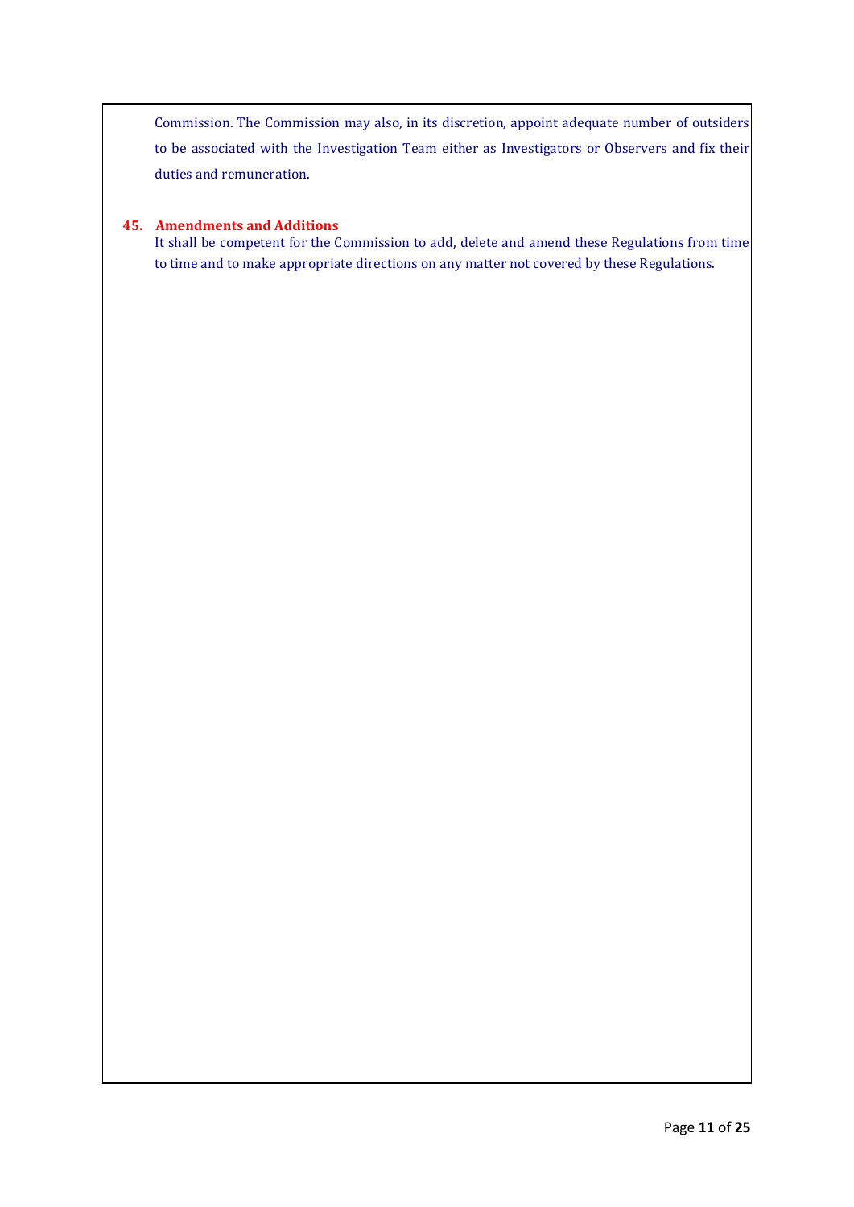Commission. The Commission may also, in its discretion, appoint adequate number of outsiders to be associated with the Investigation Team either as Investigators or Observers and fix their duties and remuneration.

### 45. Amendments and Additions

It shall be competent for the Commission to add, delete and amend these Regulations from time to time and to make appropriate directions on any matter not covered by these Regulations.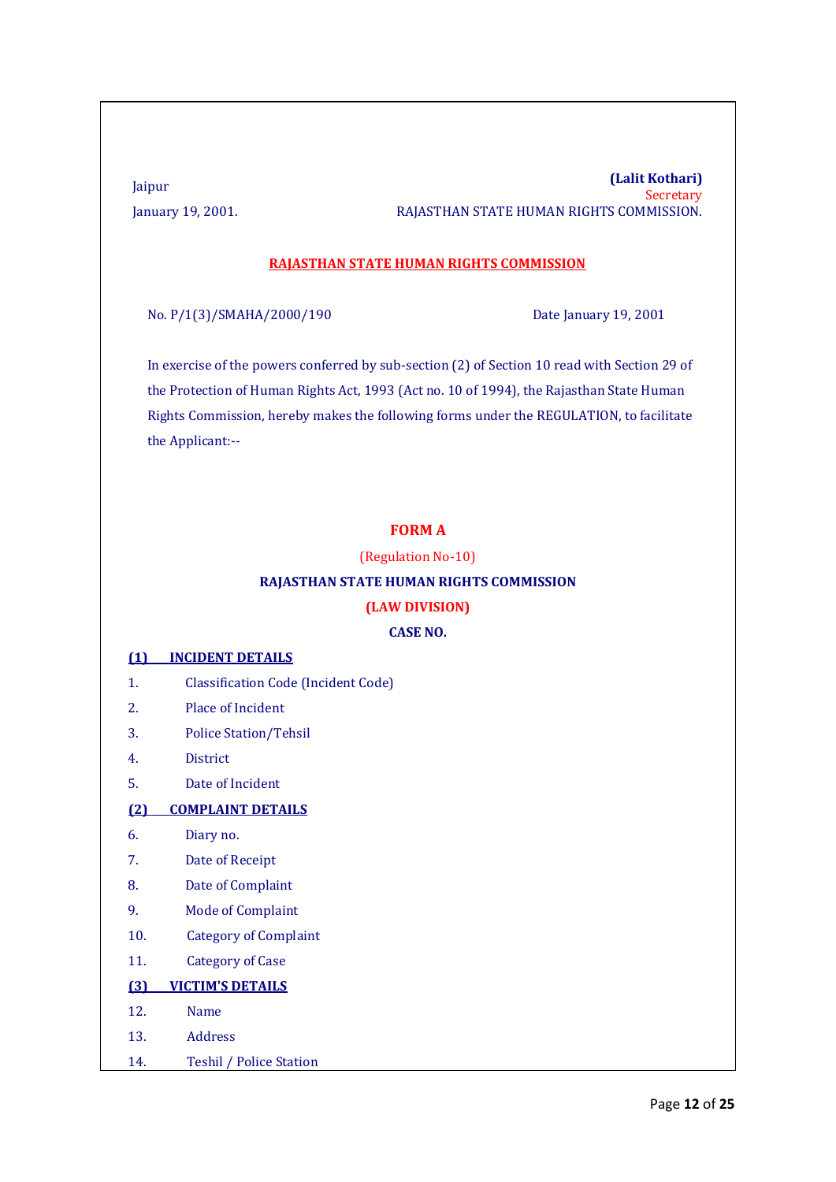Jaipur

January 19, 2001.

**(Lalit Kothari)**
Secretary
RAJASTHAN STATE HUMAN RIGHTS COMMISSION.

**RAJASTHAN STATE HUMAN RIGHTS COMMISSION**

No. P/1(3)/SMAHA/2000/190 Date January 19, 2001

In exercise of the powers conferred by sub-section (2) of Section 10 read with Section 29 of the Protection of Human Rights Act, 1993 (Act no. 10 of 1994), the Rajasthan State Human Rights Commission, hereby makes the following forms under the REGULATION, to facilitate the Applicant:--

## FORM A

(Regulation No-10)

**RAJASTHAN STATE HUMAN RIGHTS COMMISSION**

**(LAW DIVISION)**

**CASE NO.**

**(1) INCIDENT DETAILS**

1. Classification Code (Incident Code)
2. Place of Incident
3. Police Station/Tehsil
4. District
5. Date of Incident

**(2) COMPLAINT DETAILS**

6. Diary no.
7. Date of Receipt
8. Date of Complaint
9. Mode of Complaint
10. Category of Complaint
11. Category of Case

**(3) VICTIM'S DETAILS**

12. Name
13. Address
14. Teshil / Police Station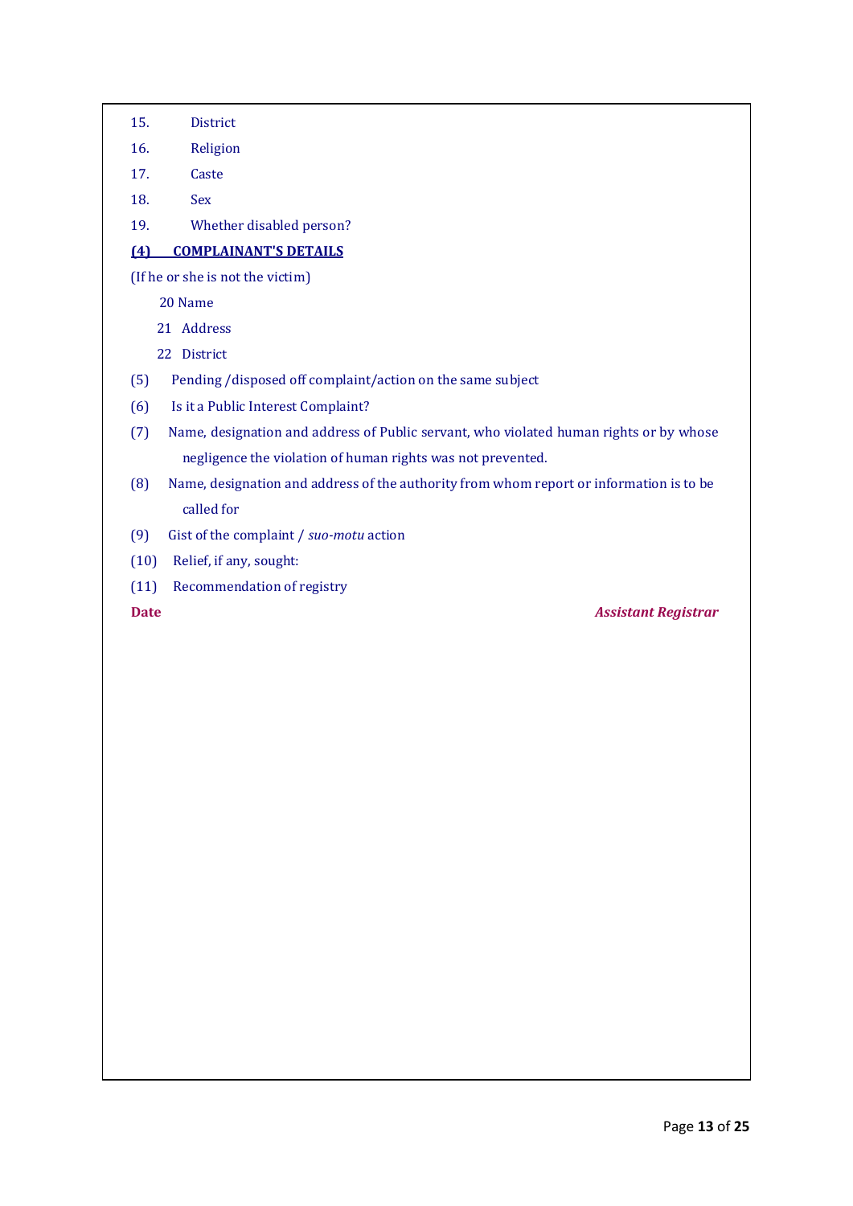15. District
16. Religion
17. Caste
18. Sex
19. Whether disabled person?

**(4) COMPLAINANT'S DETAILS**

(If he or she is not the victim)

20 Name

21 Address

22 District

(5) Pending /disposed off complaint/action on the same subject

(6) Is it a Public Interest Complaint?

(7) Name, designation and address of Public servant, who violated human rights or by whose negligence the violation of human rights was not prevented.

(8) Name, designation and address of the authority from whom report or information is to be called for

(9) Gist of the complaint / *suo-motu* action

(10) Relief, if any, sought:

(11) Recommendation of registry

**Date** ***Assistant Registrar***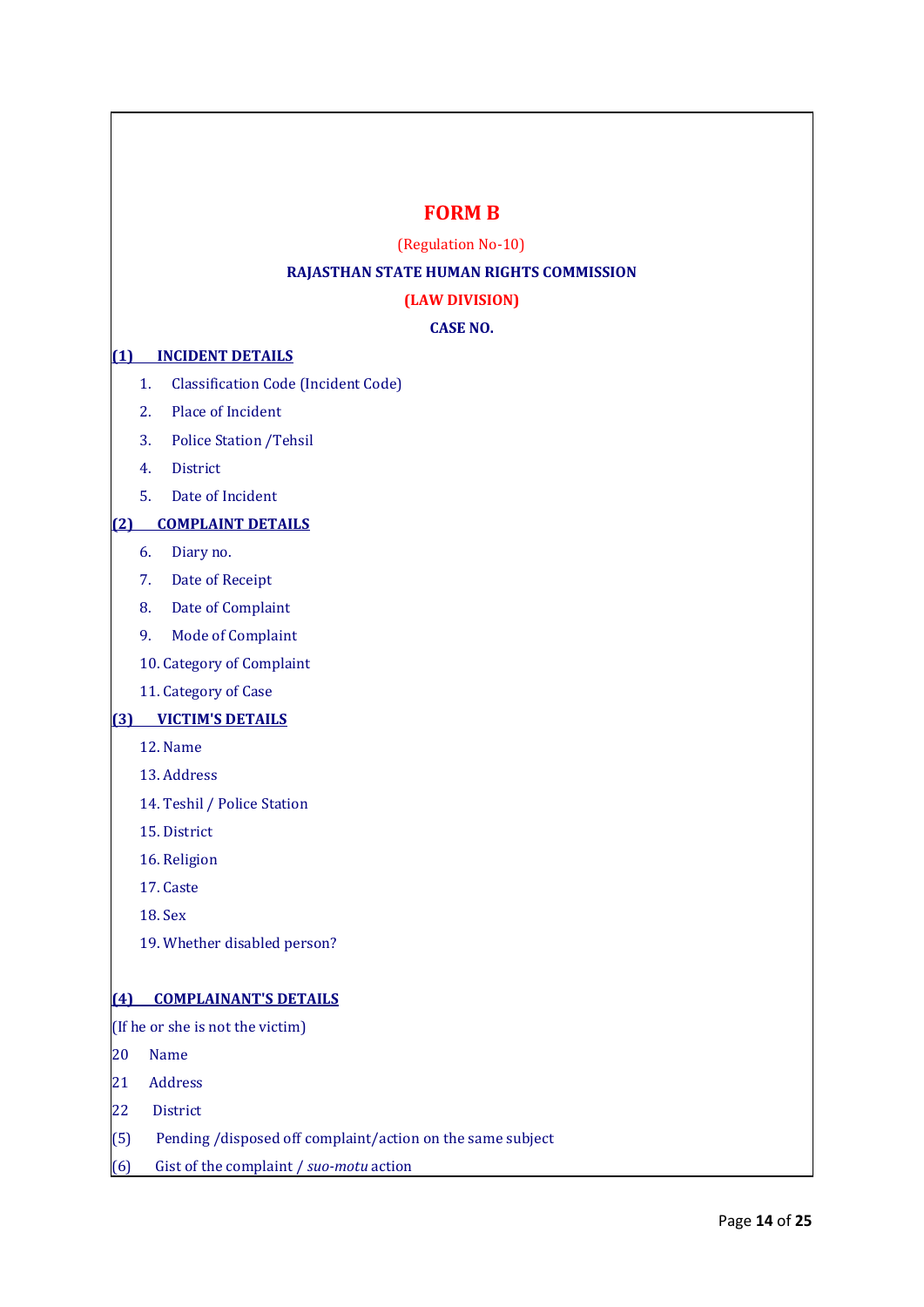# FORM B

(Regulation No-10)

**RAJASTHAN STATE HUMAN RIGHTS COMMISSION**

**(LAW DIVISION)**

**CASE NO.**

**(1) INCIDENT DETAILS**

1. Classification Code (Incident Code)
2. Place of Incident
3. Police Station /Tehsil
4. District
5. Date of Incident

**(2) COMPLAINT DETAILS**

6. Diary no.
7. Date of Receipt
8. Date of Complaint
9. Mode of Complaint
10. Category of Complaint
11. Category of Case

**(3) VICTIM'S DETAILS**

12. Name
13. Address
14. Teshil / Police Station
15. District
16. Religion
17. Caste
18. Sex
19. Whether disabled person?

**(4) COMPLAINANT'S DETAILS**

(If he or she is not the victim)

20 Name

21 Address

22 District

(5) Pending /disposed off complaint/action on the same subject

(6) Gist of the complaint / *suo-motu* action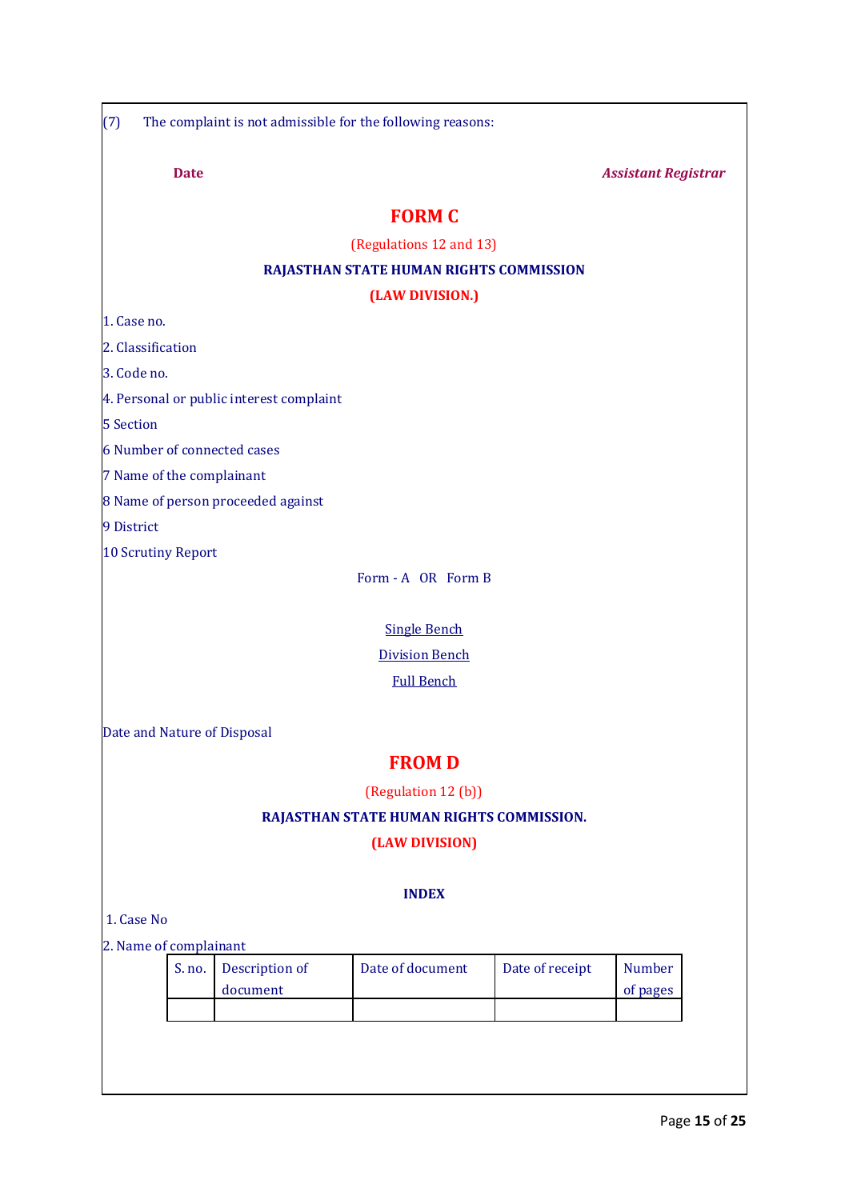(7) The complaint is not admissible for the following reasons:

**Date** ***Assistant Registrar***

# FORM C

(Regulations 12 and 13)

**RAJASTHAN STATE HUMAN RIGHTS COMMISSION**

**(LAW DIVISION.)**

1. Case no.
2. Classification
3. Code no.
4. Personal or public interest complaint

5 Section

6 Number of connected cases

7 Name of the complainant

8 Name of person proceeded against

9 District

10 Scrutiny Report

Form - A OR Form B

Single Bench

Division Bench

Full Bench

Date and Nature of Disposal

# FROM D

(Regulation 12 (b))

**RAJASTHAN STATE HUMAN RIGHTS COMMISSION.**

**(LAW DIVISION)**

**INDEX**

1. Case No
2. Name of complainant

| S. no. | Description of document | Date of document | Date of receipt | Number of pages |
|---|---|---|---|---|
| | | | | |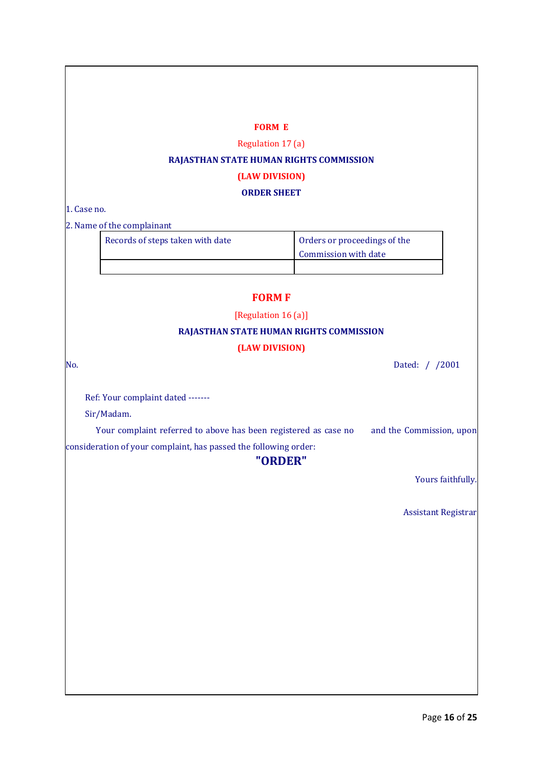**FORM E**

Regulation 17 (a)

**RAJASTHAN STATE HUMAN RIGHTS COMMISSION**

**(LAW DIVISION)**

**ORDER SHEET**

1. Case no.

2. Name of the complainant

| Records of steps taken with date | Orders or proceedings of the Commission with date |
|---|---|
| | |

**FORM F**

[Regulation 16 (a)]

**RAJASTHAN STATE HUMAN RIGHTS COMMISSION**

**(LAW DIVISION)**

No. Dated: / /2001

Ref: Your complaint dated -------

Sir/Madam.

Your complaint referred to above has been registered as case no and the Commission, upon consideration of your complaint, has passed the following order:

**"ORDER"**

Yours faithfully.

Assistant Registrar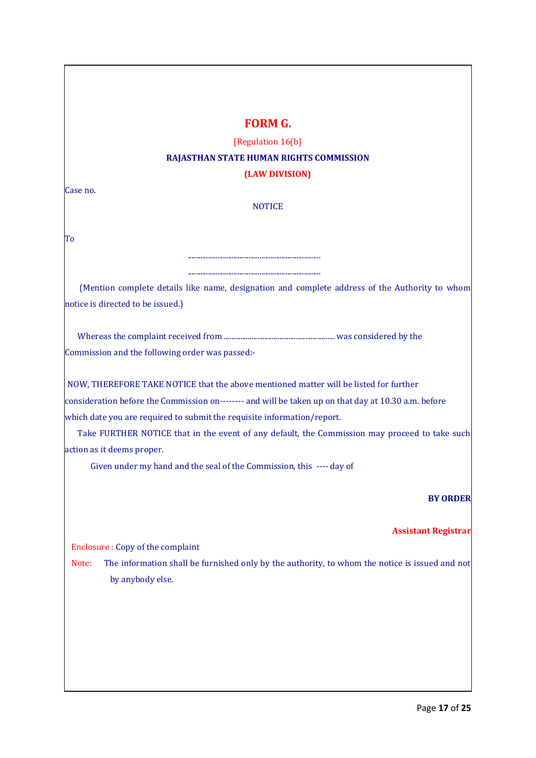# FORM G.

[Regulation 16(b]

**RAJASTHAN STATE HUMAN RIGHTS COMMISSION**

**(LAW DIVISION)**

Case no.

NOTICE

To

.......................................................................

.......................................................................

(Mention complete details like name, designation and complete address of the Authority to whom notice is directed to be issued.)

Whereas the complaint received from ........................................................... was considered by the Commission and the following order was passed:-

NOW, THEREFORE TAKE NOTICE that the above mentioned matter will be listed for further consideration before the Commission on-------- and will be taken up on that day at 10.30 a.m. before which date you are required to submit the requisite information/report.

Take FURTHER NOTICE that in the event of any default, the Commission may proceed to take such action as it deems proper.

Given under my hand and the seal of the Commission, this ---- day of

**BY ORDER**

**Assistant Registrar**

Enclosure : Copy of the complaint

Note: The information shall be furnished only by the authority, to whom the notice is issued and not by anybody else.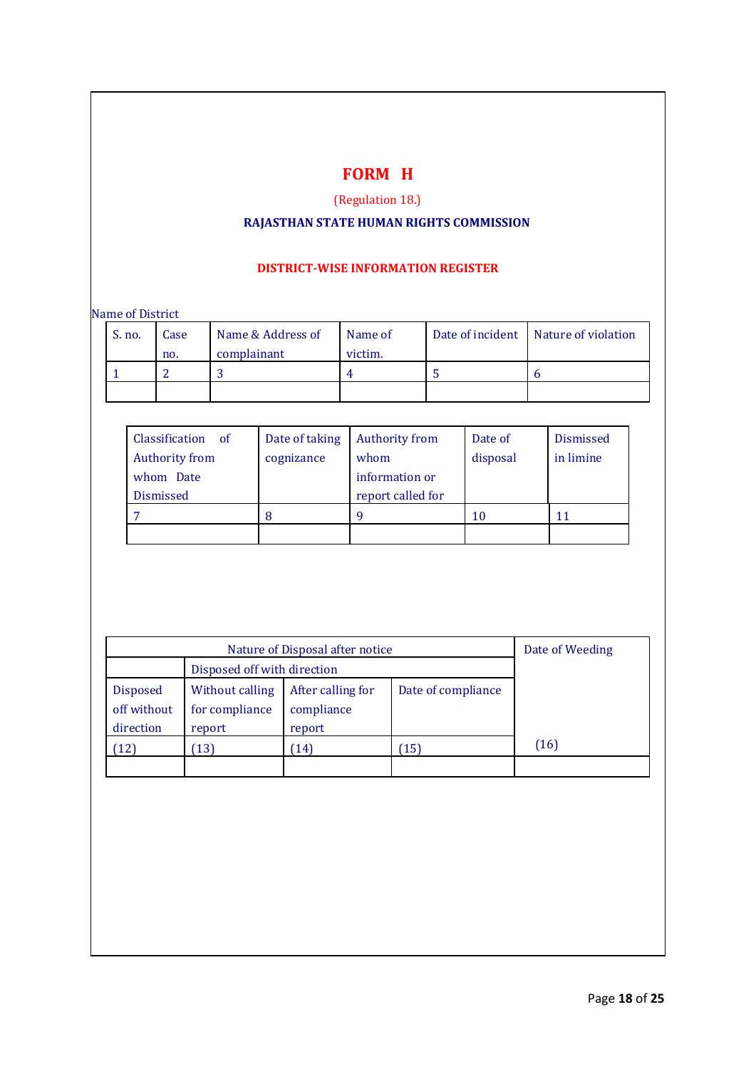# FORM H

(Regulation 18.)

**RAJASTHAN STATE HUMAN RIGHTS COMMISSION**

**DISTRICT-WISE INFORMATION REGISTER**

Name of District

| S. no. | Case no. | Name & Address of complainant | Name of victim. | Date of incident | Nature of violation |
|---|---|---|---|---|---|
| 1 | 2 | 3 | 4 | 5 | 6 |
| | | | | | |

| Classification of Authority from whom Date Dismissed | Date of taking cognizance | Authority from whom information or report called for | Date of disposal | Dismissed in limine |
|---|---|---|---|---|
| 7 | 8 | 9 | 10 | 11 |
| | | | | |

| Nature of Disposal after notice | | | | Date of Weeding |
|---|---|---|---|---|
| | Disposed off with direction | | | |
| Disposed off without direction | Without calling for compliance report | After calling for compliance report | Date of compliance | |
| (12) | (13) | (14) | (15) | (16) |
| | | | | |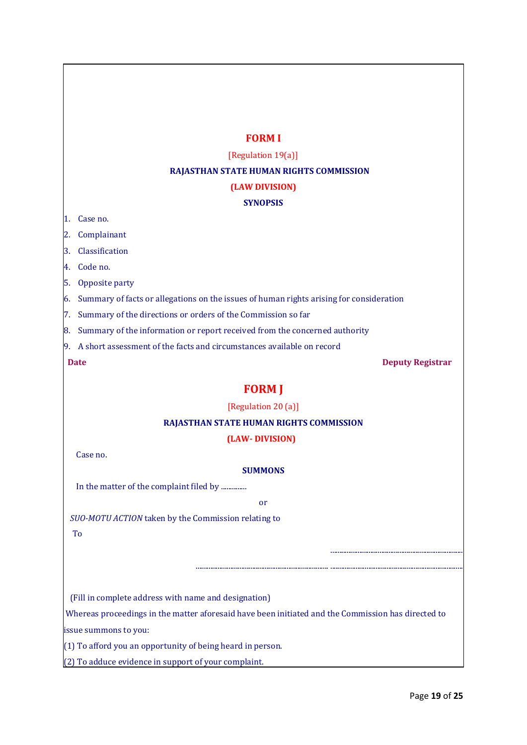# FORM I

[Regulation 19(a)]

**RAJASTHAN STATE HUMAN RIGHTS COMMISSION**

**(LAW DIVISION)**

**SYNOPSIS**

1. Case no.
2. Complainant
3. Classification
4. Code no.
5. Opposite party
6. Summary of facts or allegations on the issues of human rights arising for consideration
7. Summary of the directions or orders of the Commission so far
8. Summary of the information or report received from the concerned authority
9. A short assessment of the facts and circumstances available on record

**Date** **Deputy Registrar**

# FORM J

[Regulation 20 (a)]

**RAJASTHAN STATE HUMAN RIGHTS COMMISSION**

**(LAW- DIVISION)**

Case no.

**SUMMONS**

In the matter of the complaint filed by .............

or

*SUO-MOTU ACTION* taken by the Commission relating to

To

.......................................................................

....................................................................... .......................................................................

(Fill in complete address with name and designation)

Whereas proceedings in the matter aforesaid have been initiated and the Commission has directed to issue summons to you:

(1) To afford you an opportunity of being heard in person.

(2) To adduce evidence in support of your complaint.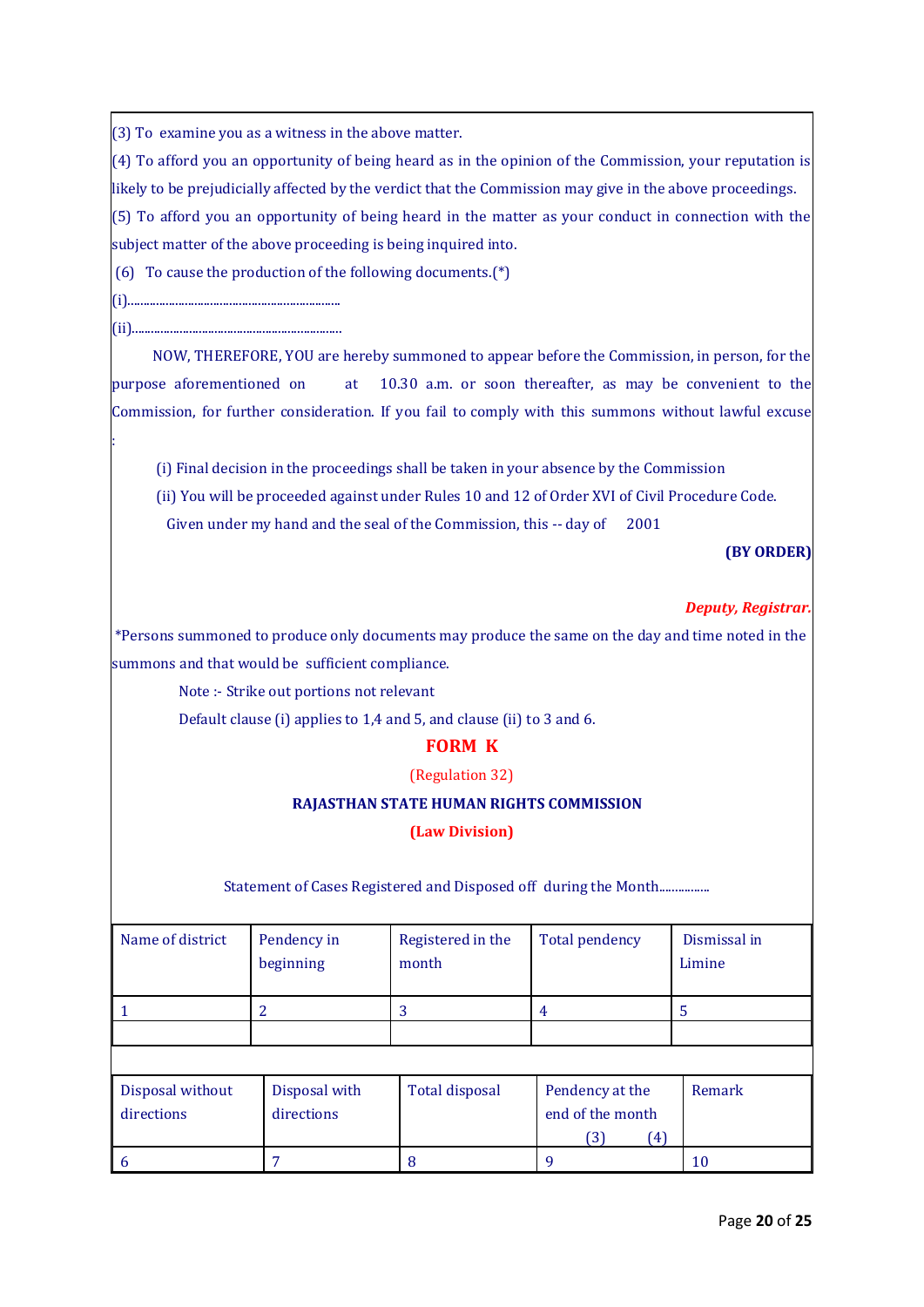(3) To examine you as a witness in the above matter.

(4) To afford you an opportunity of being heard as in the opinion of the Commission, your reputation is likely to be prejudicially affected by the verdict that the Commission may give in the above proceedings.

(5) To afford you an opportunity of being heard in the matter as your conduct in connection with the subject matter of the above proceeding is being inquired into.

(6) To cause the production of the following documents.(*)

(i)..................................................................

(ii)..................................................................

NOW, THEREFORE, YOU are hereby summoned to appear before the Commission, in person, for the purpose aforementioned on at 10.30 a.m. or soon thereafter, as may be convenient to the Commission, for further consideration. If you fail to comply with this summons without lawful excuse :

(i) Final decision in the proceedings shall be taken in your absence by the Commission

(ii) You will be proceeded against under Rules 10 and 12 of Order XVI of Civil Procedure Code.

Given under my hand and the seal of the Commission, this -- day of 2001

**(BY ORDER)**

***Deputy, Registrar.***

*Persons summoned to produce only documents may produce the same on the day and time noted in the summons and that would be sufficient compliance.

Note :- Strike out portions not relevant

Default clause (i) applies to 1,4 and 5, and clause (ii) to 3 and 6.

## FORM K

(Regulation 32)

**RAJASTHAN STATE HUMAN RIGHTS COMMISSION**

**(Law Division)**

Statement of Cases Registered and Disposed off during the Month................

| Name of district | Pendency in beginning | Registered in the month | Total pendency | Dismissal in Limine |
|---|---|---|---|---|
| 1 | 2 | 3 | 4 | 5 |
| | | | | |

| Disposal without directions | Disposal with directions | Total disposal | Pendency at the end of the month (3) (4) | Remark |
|---|---|---|---|---|
| 6 | 7 | 8 | 9 | 10 |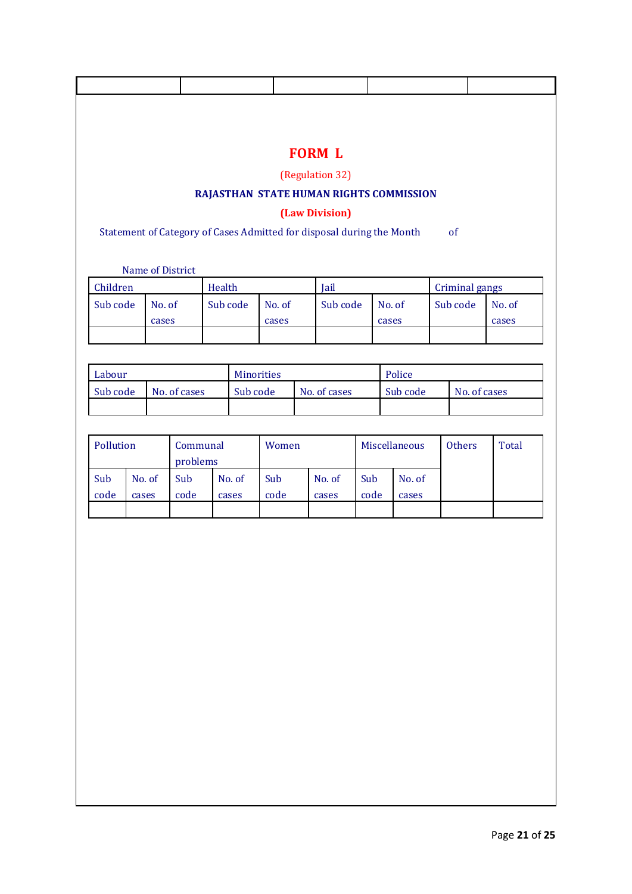# FORM L

(Regulation 32)

**RAJASTHAN STATE HUMAN RIGHTS COMMISSION**

**(Law Division)**

Statement of Category of Cases Admitted for disposal during the Month of

Name of District

| Children | | Health | | Jail | | Criminal gangs | |
|---|---|---|---|---|---|---|---|
| Sub code | No. of cases | Sub code | No. of cases | Sub code | No. of cases | Sub code | No. of cases |
| | | | | | | | |

| Labour | | Minorities | | Police | |
|---|---|---|---|---|---|
| Sub code | No. of cases | Sub code | No. of cases | Sub code | No. of cases |
| | | | | | |

| Pollution | | Communal problems | | Women | | Miscellaneous | | Others | Total |
|---|---|---|---|---|---|---|---|---|---|
| Sub code | No. of cases | Sub code | No. of cases | Sub code | No. of cases | Sub code | No. of cases | | |
| | | | | | | | | | |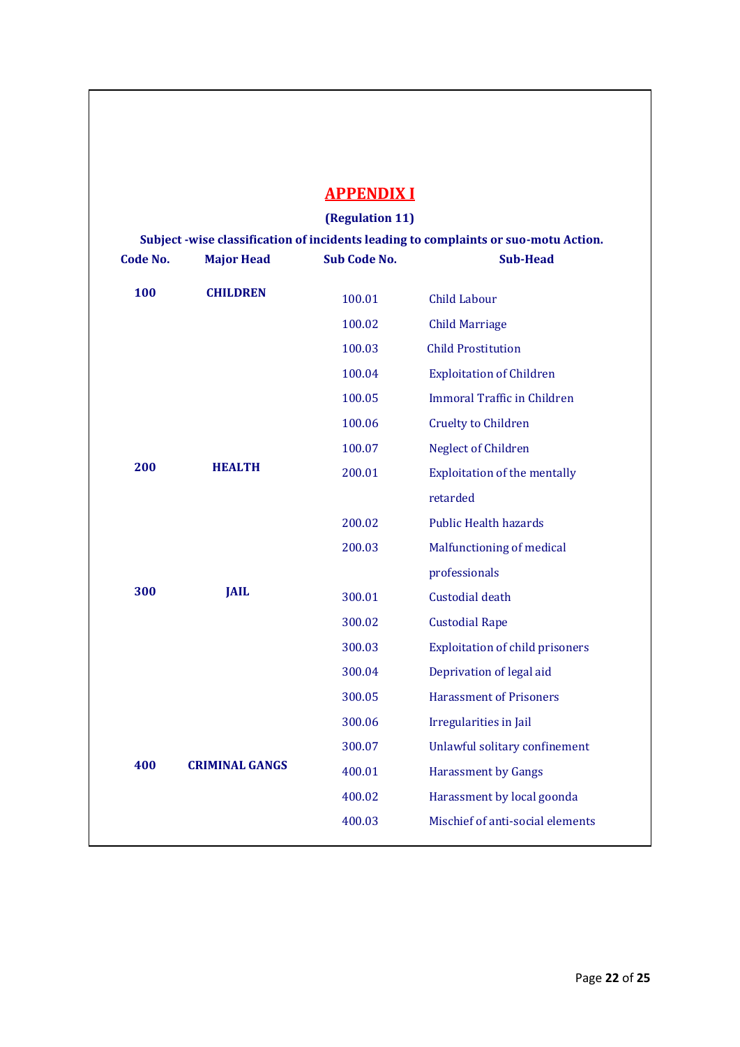# APPENDIX I

**(Regulation 11)**

**Subject -wise classification of incidents leading to complaints or suo-motu Action.**

| Code No. | Major Head | Sub Code No. | Sub-Head |
|---|---|---|---|
| **100** | **CHILDREN** | 100.01 | Child Labour |
| | | 100.02 | Child Marriage |
| | | 100.03 | Child Prostitution |
| | | 100.04 | Exploitation of Children |
| | | 100.05 | Immoral Traffic in Children |
| | | 100.06 | Cruelty to Children |
| | | 100.07 | Neglect of Children |
| **200** | **HEALTH** | 200.01 | Exploitation of the mentally retarded |
| | | 200.02 | Public Health hazards |
| | | 200.03 | Malfunctioning of medical professionals |
| **300** | **JAIL** | 300.01 | Custodial death |
| | | 300.02 | Custodial Rape |
| | | 300.03 | Exploitation of child prisoners |
| | | 300.04 | Deprivation of legal aid |
| | | 300.05 | Harassment of Prisoners |
| | | 300.06 | Irregularities in Jail |
| | | 300.07 | Unlawful solitary confinement |
| **400** | **CRIMINAL GANGS** | 400.01 | Harassment by Gangs |
| | | 400.02 | Harassment by local goonda |
| | | 400.03 | Mischief of anti-social elements |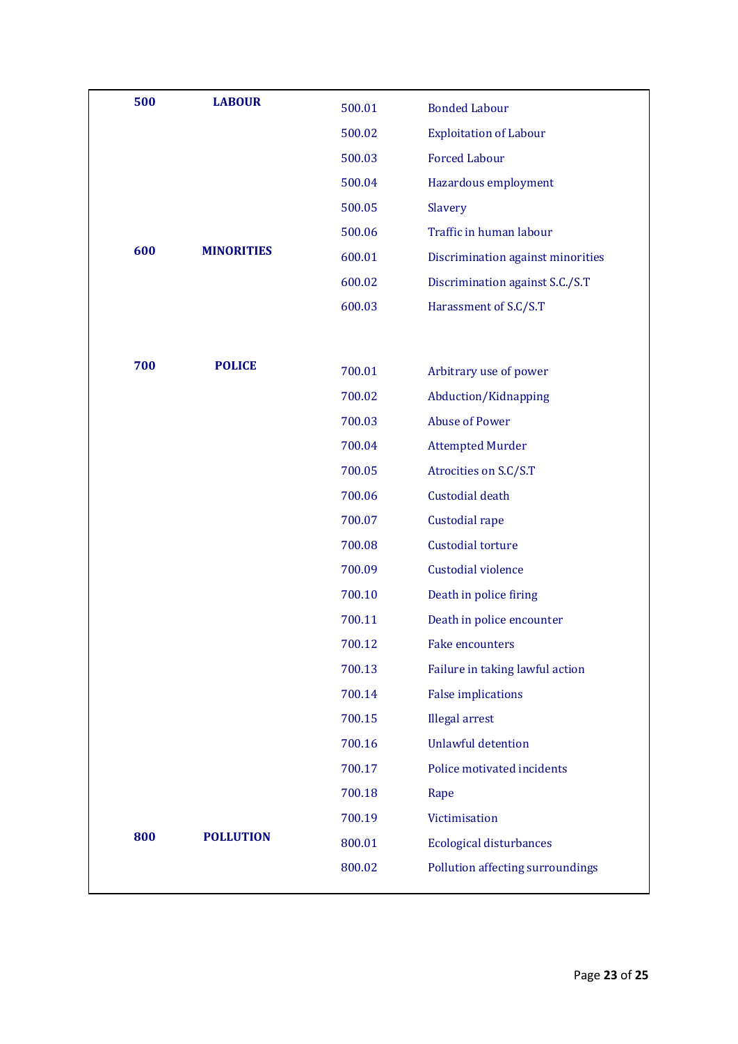| | | | |
|---|---|---|---|
| **500** | **LABOUR** | 500.01 | Bonded Labour |
| | | 500.02 | Exploitation of Labour |
| | | 500.03 | Forced Labour |
| | | 500.04 | Hazardous employment |
| | | 500.05 | Slavery |
| | | 500.06 | Traffic in human labour |
| **600** | **MINORITIES** | 600.01 | Discrimination against minorities |
| | | 600.02 | Discrimination against S.C./S.T |
| | | 600.03 | Harassment of S.C/S.T |
| **700** | **POLICE** | 700.01 | Arbitrary use of power |
| | | 700.02 | Abduction/Kidnapping |
| | | 700.03 | Abuse of Power |
| | | 700.04 | Attempted Murder |
| | | 700.05 | Atrocities on S.C/S.T |
| | | 700.06 | Custodial death |
| | | 700.07 | Custodial rape |
| | | 700.08 | Custodial torture |
| | | 700.09 | Custodial violence |
| | | 700.10 | Death in police firing |
| | | 700.11 | Death in police encounter |
| | | 700.12 | Fake encounters |
| | | 700.13 | Failure in taking lawful action |
| | | 700.14 | False implications |
| | | 700.15 | Illegal arrest |
| | | 700.16 | Unlawful detention |
| | | 700.17 | Police motivated incidents |
| | | 700.18 | Rape |
| | | 700.19 | Victimisation |
| **800** | **POLLUTION** | 800.01 | Ecological disturbances |
| | | 800.02 | Pollution affecting surroundings |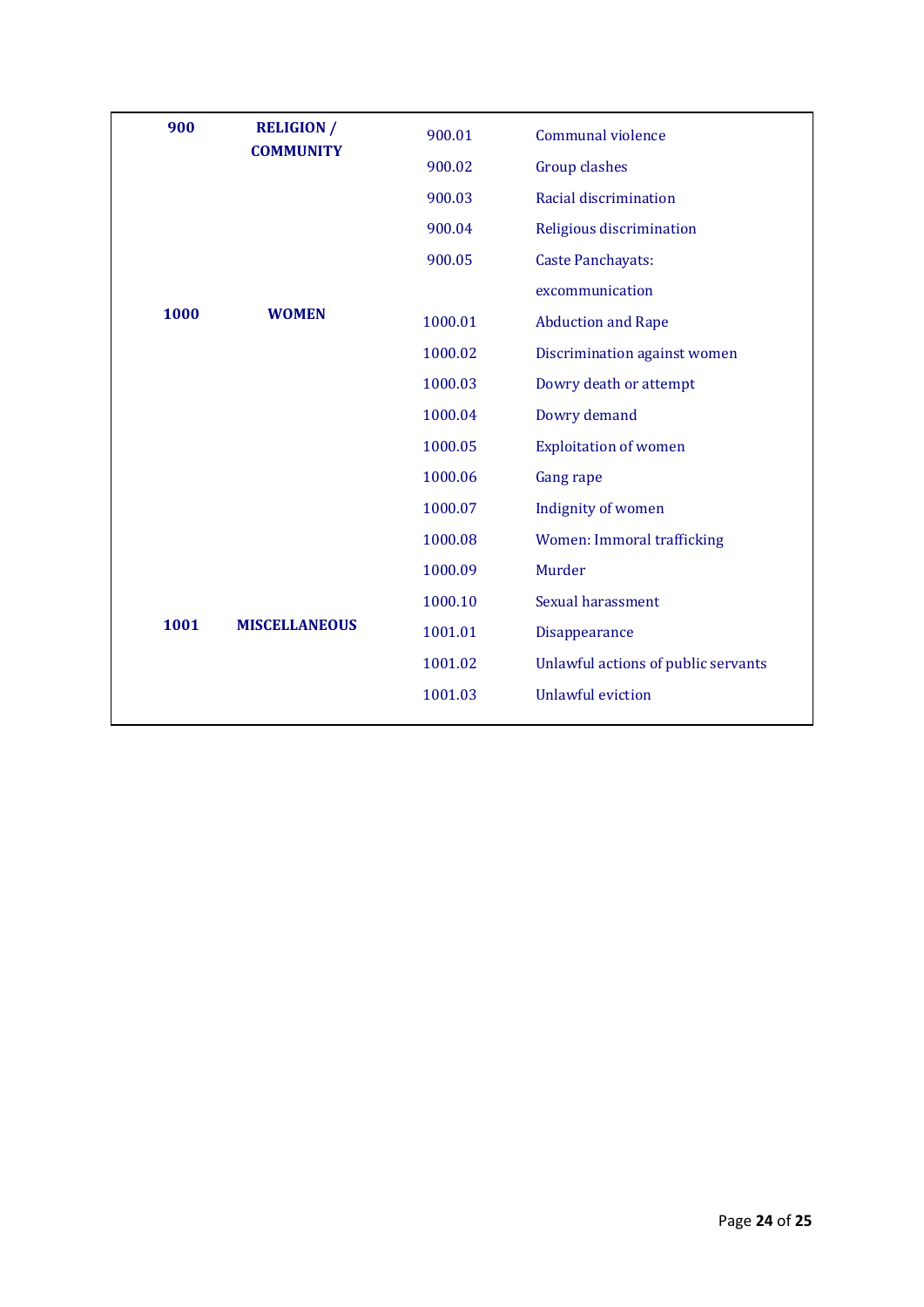| | | | |
|---|---|---|---|
| **900** | **RELIGION / COMMUNITY** | 900.01 | Communal violence |
| | | 900.02 | Group clashes |
| | | 900.03 | Racial discrimination |
| | | 900.04 | Religious discrimination |
| | | 900.05 | Caste Panchayats: excommunication |
| **1000** | **WOMEN** | 1000.01 | Abduction and Rape |
| | | 1000.02 | Discrimination against women |
| | | 1000.03 | Dowry death or attempt |
| | | 1000.04 | Dowry demand |
| | | 1000.05 | Exploitation of women |
| | | 1000.06 | Gang rape |
| | | 1000.07 | Indignity of women |
| | | 1000.08 | Women: Immoral trafficking |
| | | 1000.09 | Murder |
| | | 1000.10 | Sexual harassment |
| **1001** | **MISCELLANEOUS** | 1001.01 | Disappearance |
| | | 1001.02 | Unlawful actions of public servants |
| | | 1001.03 | Unlawful eviction |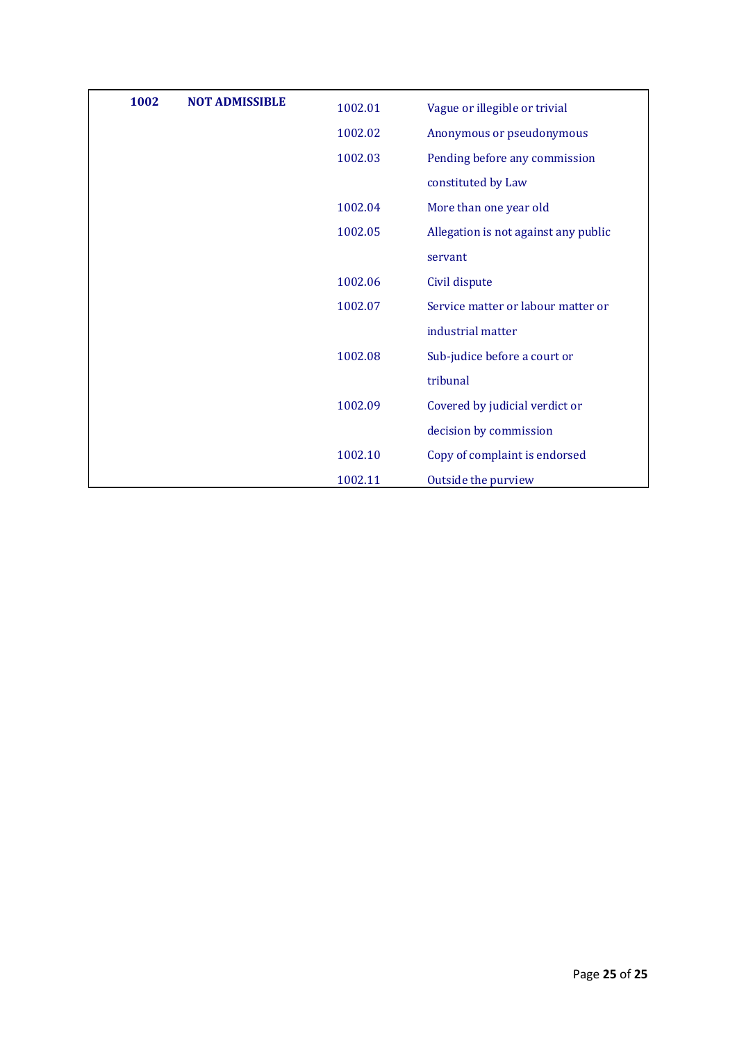| | | | |
|---|---|---|---|
| **1002** | **NOT ADMISSIBLE** | 1002.01 | Vague or illegible or trivial |
| | | 1002.02 | Anonymous or pseudonymous |
| | | 1002.03 | Pending before any commission constituted by Law |
| | | 1002.04 | More than one year old |
| | | 1002.05 | Allegation is not against any public servant |
| | | 1002.06 | Civil dispute |
| | | 1002.07 | Service matter or labour matter or industrial matter |
| | | 1002.08 | Sub-judice before a court or tribunal |
| | | 1002.09 | Covered by judicial verdict or decision by commission |
| | | 1002.10 | Copy of complaint is endorsed |
| | | 1002.11 | Outside the purview |